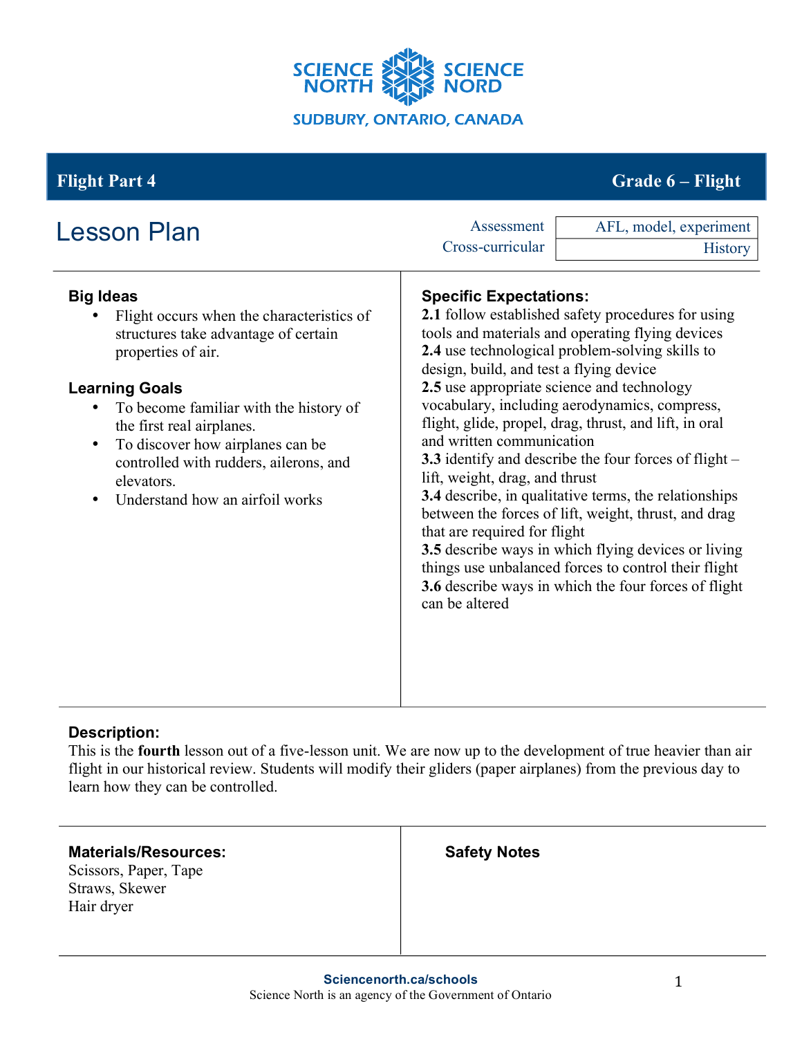SCIENCE NORTH | SCIENCE NORD

SUDBURY, ONTARIO, CANADA

**Flight Part 4** — **Grade 6 – Flight**

# Lesson Plan

| Assessment | AFL, model, experiment |
|---|---|
| Cross-curricular | History |

### Big Ideas

- Flight occurs when the characteristics of structures take advantage of certain properties of air.

### Learning Goals

- To become familiar with the history of the first real airplanes.
- To discover how airplanes can be controlled with rudders, ailerons, and elevators.
- Understand how an airfoil works

### Specific Expectations:

**2.1** follow established safety procedures for using tools and materials and operating flying devices
**2.4** use technological problem-solving skills to design, build, and test a flying device
**2.5** use appropriate science and technology vocabulary, including aerodynamics, compress, flight, glide, propel, drag, thrust, and lift, in oral and written communication
**3.3** identify and describe the four forces of flight – lift, weight, drag, and thrust
**3.4** describe, in qualitative terms, the relationships between the forces of lift, weight, thrust, and drag that are required for flight
**3.5** describe ways in which flying devices or living things use unbalanced forces to control their flight
**3.6** describe ways in which the four forces of flight can be altered

### Description:

This is the **fourth** lesson out of a five-lesson unit. We are now up to the development of true heavier than air flight in our historical review. Students will modify their gliders (paper airplanes) from the previous day to learn how they can be controlled.

### Materials/Resources:

Scissors, Paper, Tape
Straws, Skewer
Hair dryer

### Safety Notes

**Sciencenorth.ca/schools**
Science North is an agency of the Government of Ontario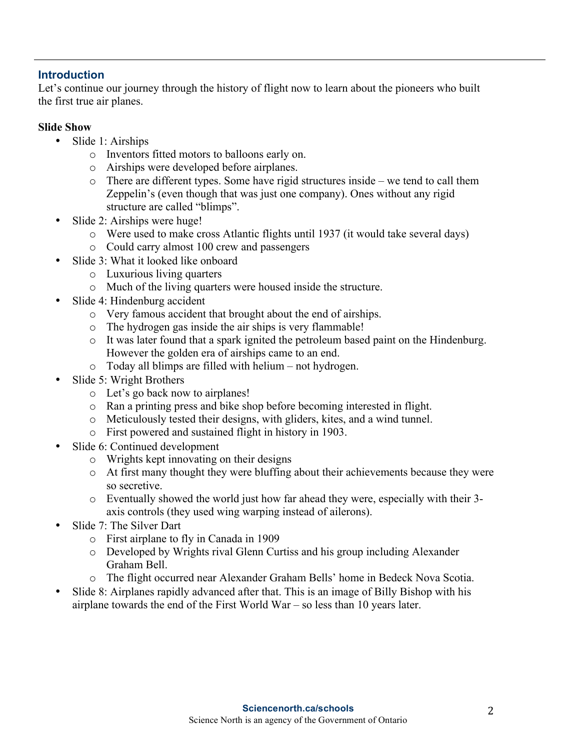## Introduction

Let's continue our journey through the history of flight now to learn about the pioneers who built the first true air planes.

**Slide Show**

- Slide 1: Airships
  - Inventors fitted motors to balloons early on.
  - Airships were developed before airplanes.
  - There are different types. Some have rigid structures inside – we tend to call them Zeppelin's (even though that was just one company). Ones without any rigid structure are called "blimps".
- Slide 2: Airships were huge!
  - Were used to make cross Atlantic flights until 1937 (it would take several days)
  - Could carry almost 100 crew and passengers
- Slide 3: What it looked like onboard
  - Luxurious living quarters
  - Much of the living quarters were housed inside the structure.
- Slide 4: Hindenburg accident
  - Very famous accident that brought about the end of airships.
  - The hydrogen gas inside the air ships is very flammable!
  - It was later found that a spark ignited the petroleum based paint on the Hindenburg. However the golden era of airships came to an end.
  - Today all blimps are filled with helium – not hydrogen.
- Slide 5: Wright Brothers
  - Let's go back now to airplanes!
  - Ran a printing press and bike shop before becoming interested in flight.
  - Meticulously tested their designs, with gliders, kites, and a wind tunnel.
  - First powered and sustained flight in history in 1903.
- Slide 6: Continued development
  - Wrights kept innovating on their designs
  - At first many thought they were bluffing about their achievements because they were so secretive.
  - Eventually showed the world just how far ahead they were, especially with their 3-axis controls (they used wing warping instead of ailerons).
- Slide 7: The Silver Dart
  - First airplane to fly in Canada in 1909
  - Developed by Wrights rival Glenn Curtiss and his group including Alexander Graham Bell.
  - The flight occurred near Alexander Graham Bells' home in Bedeck Nova Scotia.
- Slide 8: Airplanes rapidly advanced after that. This is an image of Billy Bishop with his airplane towards the end of the First World War – so less than 10 years later.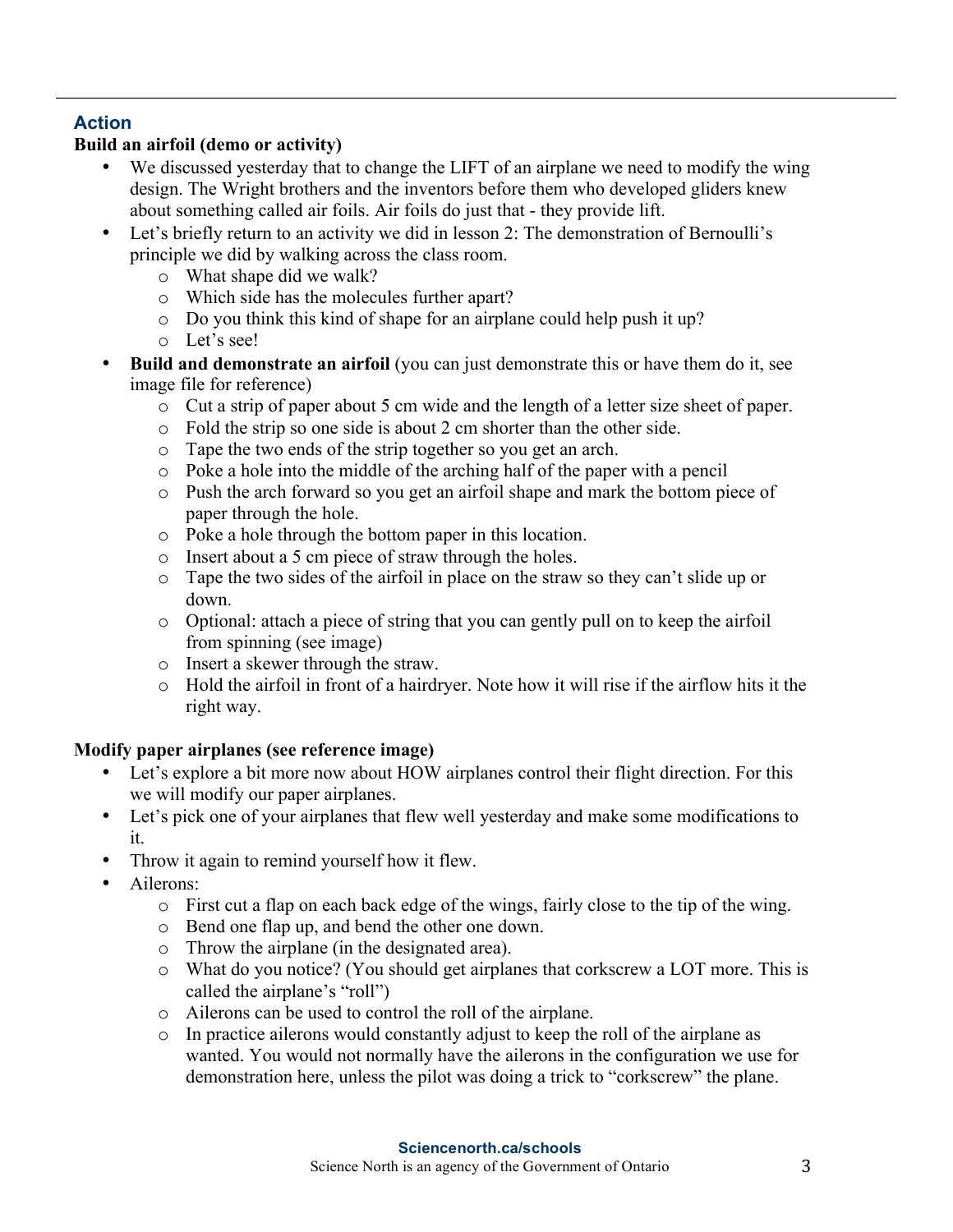## Action

**Build an airfoil (demo or activity)**

- We discussed yesterday that to change the LIFT of an airplane we need to modify the wing design. The Wright brothers and the inventors before them who developed gliders knew about something called air foils. Air foils do just that - they provide lift.
- Let's briefly return to an activity we did in lesson 2: The demonstration of Bernoulli's principle we did by walking across the class room.
  - What shape did we walk?
  - Which side has the molecules further apart?
  - Do you think this kind of shape for an airplane could help push it up?
  - Let's see!
- **Build and demonstrate an airfoil** (you can just demonstrate this or have them do it, see image file for reference)
  - Cut a strip of paper about 5 cm wide and the length of a letter size sheet of paper.
  - Fold the strip so one side is about 2 cm shorter than the other side.
  - Tape the two ends of the strip together so you get an arch.
  - Poke a hole into the middle of the arching half of the paper with a pencil
  - Push the arch forward so you get an airfoil shape and mark the bottom piece of paper through the hole.
  - Poke a hole through the bottom paper in this location.
  - Insert about a 5 cm piece of straw through the holes.
  - Tape the two sides of the airfoil in place on the straw so they can't slide up or down.
  - Optional: attach a piece of string that you can gently pull on to keep the airfoil from spinning (see image)
  - Insert a skewer through the straw.
  - Hold the airfoil in front of a hairdryer. Note how it will rise if the airflow hits it the right way.

**Modify paper airplanes (see reference image)**

- Let's explore a bit more now about HOW airplanes control their flight direction. For this we will modify our paper airplanes.
- Let's pick one of your airplanes that flew well yesterday and make some modifications to it.
- Throw it again to remind yourself how it flew.
- Ailerons:
  - First cut a flap on each back edge of the wings, fairly close to the tip of the wing.
  - Bend one flap up, and bend the other one down.
  - Throw the airplane (in the designated area).
  - What do you notice? (You should get airplanes that corkscrew a LOT more. This is called the airplane's "roll")
  - Ailerons can be used to control the roll of the airplane.
  - In practice ailerons would constantly adjust to keep the roll of the airplane as wanted. You would not normally have the ailerons in the configuration we use for demonstration here, unless the pilot was doing a trick to "corkscrew" the plane.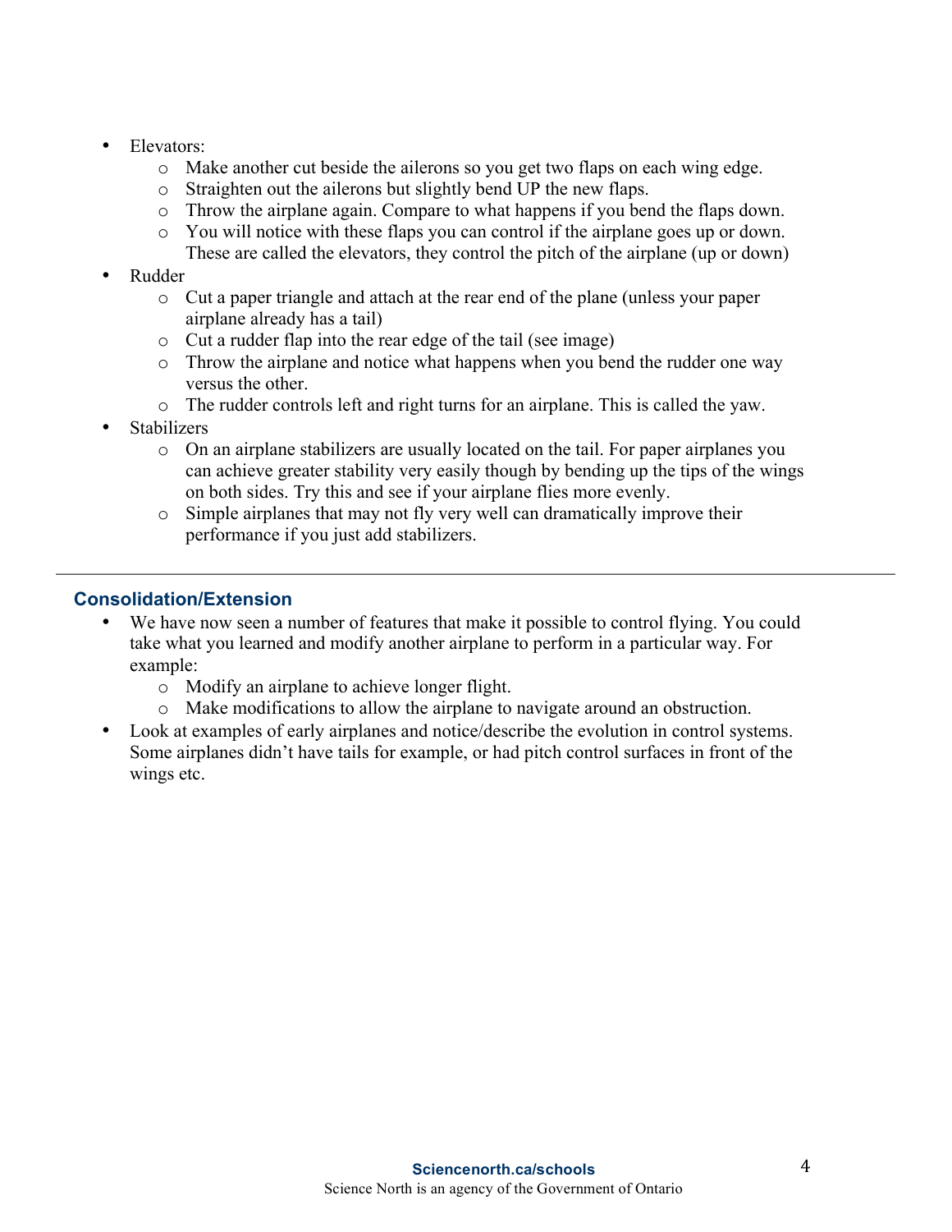- Elevators:
  - Make another cut beside the ailerons so you get two flaps on each wing edge.
  - Straighten out the ailerons but slightly bend UP the new flaps.
  - Throw the airplane again. Compare to what happens if you bend the flaps down.
  - You will notice with these flaps you can control if the airplane goes up or down. These are called the elevators, they control the pitch of the airplane (up or down)
- Rudder
  - Cut a paper triangle and attach at the rear end of the plane (unless your paper airplane already has a tail)
  - Cut a rudder flap into the rear edge of the tail (see image)
  - Throw the airplane and notice what happens when you bend the rudder one way versus the other.
  - The rudder controls left and right turns for an airplane. This is called the yaw.
- Stabilizers
  - On an airplane stabilizers are usually located on the tail. For paper airplanes you can achieve greater stability very easily though by bending up the tips of the wings on both sides. Try this and see if your airplane flies more evenly.
  - Simple airplanes that may not fly very well can dramatically improve their performance if you just add stabilizers.

---

## Consolidation/Extension

- We have now seen a number of features that make it possible to control flying. You could take what you learned and modify another airplane to perform in a particular way. For example:
  - Modify an airplane to achieve longer flight.
  - Make modifications to allow the airplane to navigate around an obstruction.
- Look at examples of early airplanes and notice/describe the evolution in control systems. Some airplanes didn't have tails for example, or had pitch control surfaces in front of the wings etc.